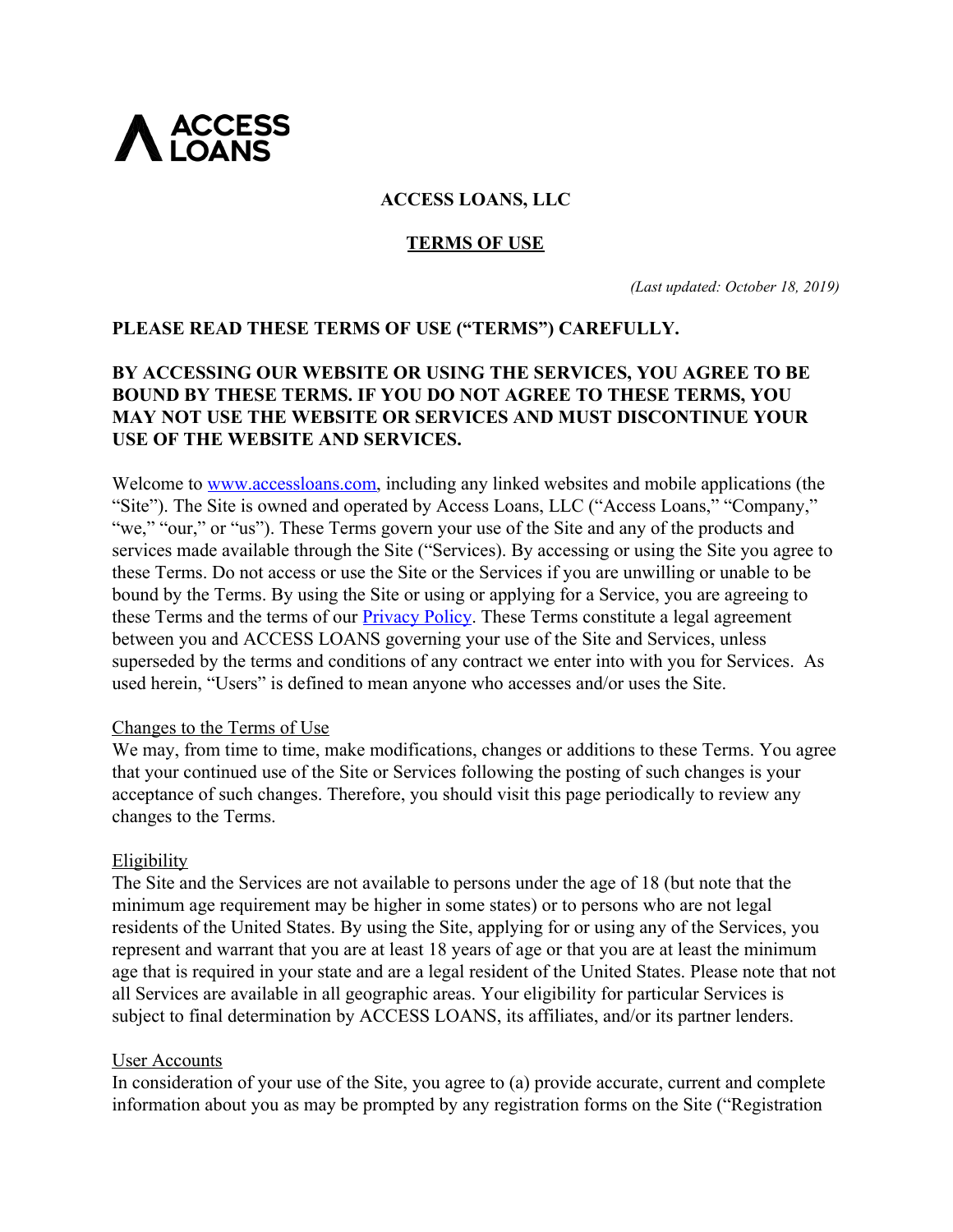ACCESS LOANS

# ACCESS LOANS, LLC

## TERMS OF USE

*(Last updated: October 18, 2019)*

**PLEASE READ THESE TERMS OF USE (“TERMS”) CAREFULLY.**

**BY ACCESSING OUR WEBSITE OR USING THE SERVICES, YOU AGREE TO BE BOUND BY THESE TERMS. IF YOU DO NOT AGREE TO THESE TERMS, YOU MAY NOT USE THE WEBSITE OR SERVICES AND MUST DISCONTINUE YOUR USE OF THE WEBSITE AND SERVICES.**

Welcome to [www.accessloans.com](http://www.accessloans.com), including any linked websites and mobile applications (the “Site”). The Site is owned and operated by Access Loans, LLC (“Access Loans,” “Company,” “we,” “our,” or “us”). These Terms govern your use of the Site and any of the products and services made available through the Site (“Services). By accessing or using the Site you agree to these Terms. Do not access or use the Site or the Services if you are unwilling or unable to be bound by the Terms. By using the Site or using or applying for a Service, you are agreeing to these Terms and the terms of our [Privacy Policy](). These Terms constitute a legal agreement between you and ACCESS LOANS governing your use of the Site and Services, unless superseded by the terms and conditions of any contract we enter into with you for Services. As used herein, “Users” is defined to mean anyone who accesses and/or uses the Site.

### Changes to the Terms of Use

We may, from time to time, make modifications, changes or additions to these Terms. You agree that your continued use of the Site or Services following the posting of such changes is your acceptance of such changes. Therefore, you should visit this page periodically to review any changes to the Terms.

### Eligibility

The Site and the Services are not available to persons under the age of 18 (but note that the minimum age requirement may be higher in some states) or to persons who are not legal residents of the United States. By using the Site, applying for or using any of the Services, you represent and warrant that you are at least 18 years of age or that you are at least the minimum age that is required in your state and are a legal resident of the United States. Please note that not all Services are available in all geographic areas. Your eligibility for particular Services is subject to final determination by ACCESS LOANS, its affiliates, and/or its partner lenders.

### User Accounts

In consideration of your use of the Site, you agree to (a) provide accurate, current and complete information about you as may be prompted by any registration forms on the Site (“Registration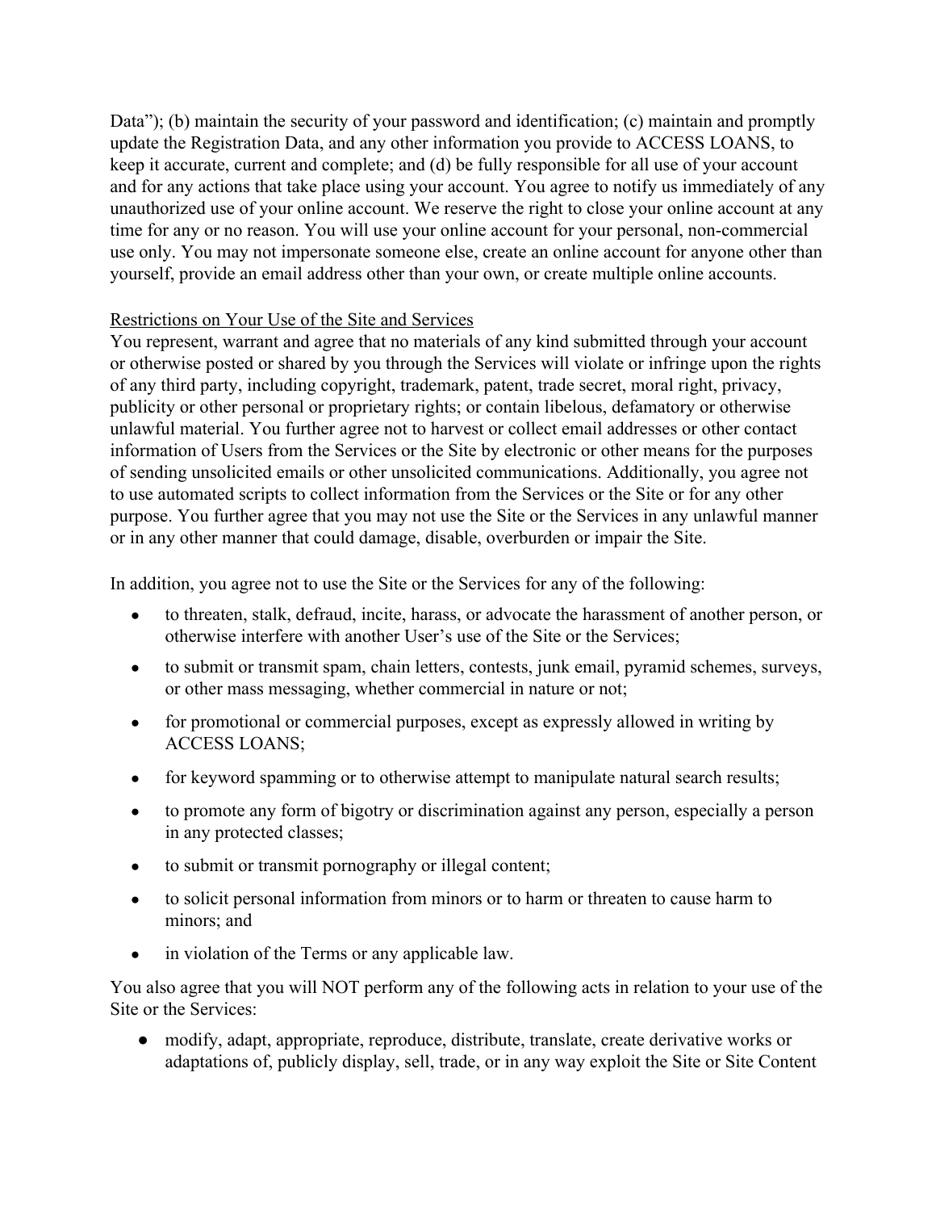Data"); (b) maintain the security of your password and identification; (c) maintain and promptly update the Registration Data, and any other information you provide to ACCESS LOANS, to keep it accurate, current and complete; and (d) be fully responsible for all use of your account and for any actions that take place using your account. You agree to notify us immediately of any unauthorized use of your online account. We reserve the right to close your online account at any time for any or no reason. You will use your online account for your personal, non-commercial use only. You may not impersonate someone else, create an online account for anyone other than yourself, provide an email address other than your own, or create multiple online accounts.

<u>Restrictions on Your Use of the Site and Services</u>

You represent, warrant and agree that no materials of any kind submitted through your account or otherwise posted or shared by you through the Services will violate or infringe upon the rights of any third party, including copyright, trademark, patent, trade secret, moral right, privacy, publicity or other personal or proprietary rights; or contain libelous, defamatory or otherwise unlawful material. You further agree not to harvest or collect email addresses or other contact information of Users from the Services or the Site by electronic or other means for the purposes of sending unsolicited emails or other unsolicited communications. Additionally, you agree not to use automated scripts to collect information from the Services or the Site or for any other purpose. You further agree that you may not use the Site or the Services in any unlawful manner or in any other manner that could damage, disable, overburden or impair the Site.

In addition, you agree not to use the Site or the Services for any of the following:

- to threaten, stalk, defraud, incite, harass, or advocate the harassment of another person, or otherwise interfere with another User's use of the Site or the Services;
- to submit or transmit spam, chain letters, contests, junk email, pyramid schemes, surveys, or other mass messaging, whether commercial in nature or not;
- for promotional or commercial purposes, except as expressly allowed in writing by ACCESS LOANS;
- for keyword spamming or to otherwise attempt to manipulate natural search results;
- to promote any form of bigotry or discrimination against any person, especially a person in any protected classes;
- to submit or transmit pornography or illegal content;
- to solicit personal information from minors or to harm or threaten to cause harm to minors; and
- in violation of the Terms or any applicable law.

You also agree that you will NOT perform any of the following acts in relation to your use of the Site or the Services:

- modify, adapt, appropriate, reproduce, distribute, translate, create derivative works or adaptations of, publicly display, sell, trade, or in any way exploit the Site or Site Content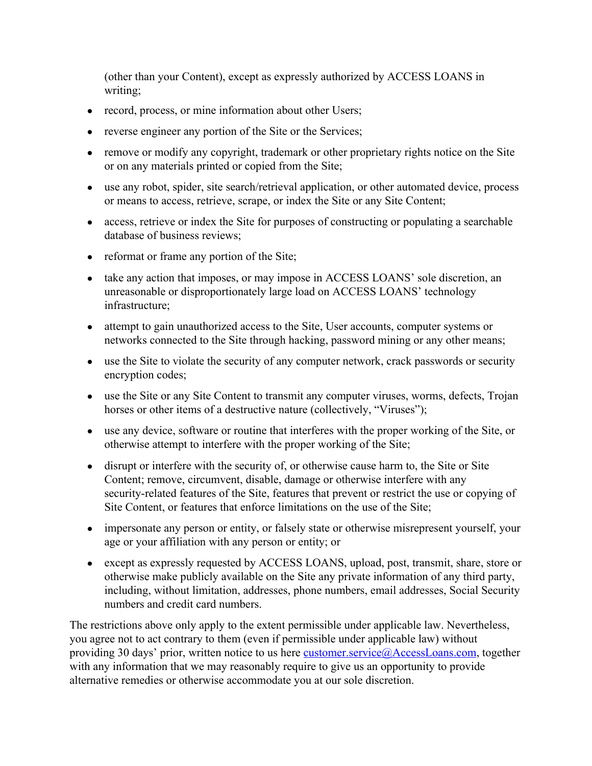(other than your Content), except as expressly authorized by ACCESS LOANS in writing;

- record, process, or mine information about other Users;
- reverse engineer any portion of the Site or the Services;
- remove or modify any copyright, trademark or other proprietary rights notice on the Site or on any materials printed or copied from the Site;
- use any robot, spider, site search/retrieval application, or other automated device, process or means to access, retrieve, scrape, or index the Site or any Site Content;
- access, retrieve or index the Site for purposes of constructing or populating a searchable database of business reviews;
- reformat or frame any portion of the Site;
- take any action that imposes, or may impose in ACCESS LOANS' sole discretion, an unreasonable or disproportionately large load on ACCESS LOANS' technology infrastructure;
- attempt to gain unauthorized access to the Site, User accounts, computer systems or networks connected to the Site through hacking, password mining or any other means;
- use the Site to violate the security of any computer network, crack passwords or security encryption codes;
- use the Site or any Site Content to transmit any computer viruses, worms, defects, Trojan horses or other items of a destructive nature (collectively, "Viruses");
- use any device, software or routine that interferes with the proper working of the Site, or otherwise attempt to interfere with the proper working of the Site;
- disrupt or interfere with the security of, or otherwise cause harm to, the Site or Site Content; remove, circumvent, disable, damage or otherwise interfere with any security-related features of the Site, features that prevent or restrict the use or copying of Site Content, or features that enforce limitations on the use of the Site;
- impersonate any person or entity, or falsely state or otherwise misrepresent yourself, your age or your affiliation with any person or entity; or
- except as expressly requested by ACCESS LOANS, upload, post, transmit, share, store or otherwise make publicly available on the Site any private information of any third party, including, without limitation, addresses, phone numbers, email addresses, Social Security numbers and credit card numbers.

The restrictions above only apply to the extent permissible under applicable law. Nevertheless, you agree not to act contrary to them (even if permissible under applicable law) without providing 30 days' prior, written notice to us here customer.service@AccessLoans.com, together with any information that we may reasonably require to give us an opportunity to provide alternative remedies or otherwise accommodate you at our sole discretion.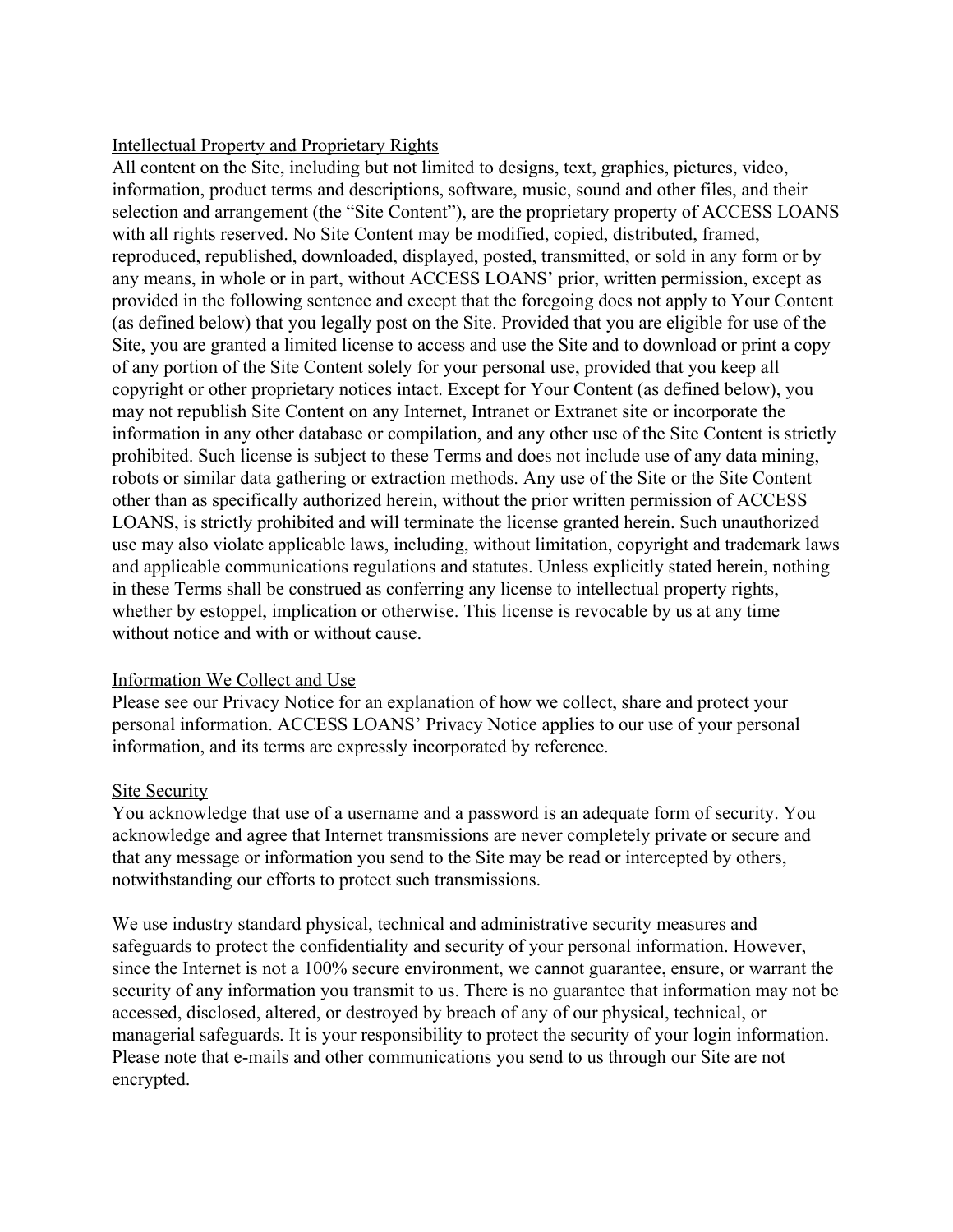## Intellectual Property and Proprietary Rights

All content on the Site, including but not limited to designs, text, graphics, pictures, video, information, product terms and descriptions, software, music, sound and other files, and their selection and arrangement (the "Site Content"), are the proprietary property of ACCESS LOANS with all rights reserved. No Site Content may be modified, copied, distributed, framed, reproduced, republished, downloaded, displayed, posted, transmitted, or sold in any form or by any means, in whole or in part, without ACCESS LOANS' prior, written permission, except as provided in the following sentence and except that the foregoing does not apply to Your Content (as defined below) that you legally post on the Site. Provided that you are eligible for use of the Site, you are granted a limited license to access and use the Site and to download or print a copy of any portion of the Site Content solely for your personal use, provided that you keep all copyright or other proprietary notices intact. Except for Your Content (as defined below), you may not republish Site Content on any Internet, Intranet or Extranet site or incorporate the information in any other database or compilation, and any other use of the Site Content is strictly prohibited. Such license is subject to these Terms and does not include use of any data mining, robots or similar data gathering or extraction methods. Any use of the Site or the Site Content other than as specifically authorized herein, without the prior written permission of ACCESS LOANS, is strictly prohibited and will terminate the license granted herein. Such unauthorized use may also violate applicable laws, including, without limitation, copyright and trademark laws and applicable communications regulations and statutes. Unless explicitly stated herein, nothing in these Terms shall be construed as conferring any license to intellectual property rights, whether by estoppel, implication or otherwise. This license is revocable by us at any time without notice and with or without cause.

## Information We Collect and Use

Please see our Privacy Notice for an explanation of how we collect, share and protect your personal information. ACCESS LOANS' Privacy Notice applies to our use of your personal information, and its terms are expressly incorporated by reference.

## Site Security

You acknowledge that use of a username and a password is an adequate form of security. You acknowledge and agree that Internet transmissions are never completely private or secure and that any message or information you send to the Site may be read or intercepted by others, notwithstanding our efforts to protect such transmissions.

We use industry standard physical, technical and administrative security measures and safeguards to protect the confidentiality and security of your personal information. However, since the Internet is not a 100% secure environment, we cannot guarantee, ensure, or warrant the security of any information you transmit to us. There is no guarantee that information may not be accessed, disclosed, altered, or destroyed by breach of any of our physical, technical, or managerial safeguards. It is your responsibility to protect the security of your login information. Please note that e-mails and other communications you send to us through our Site are not encrypted.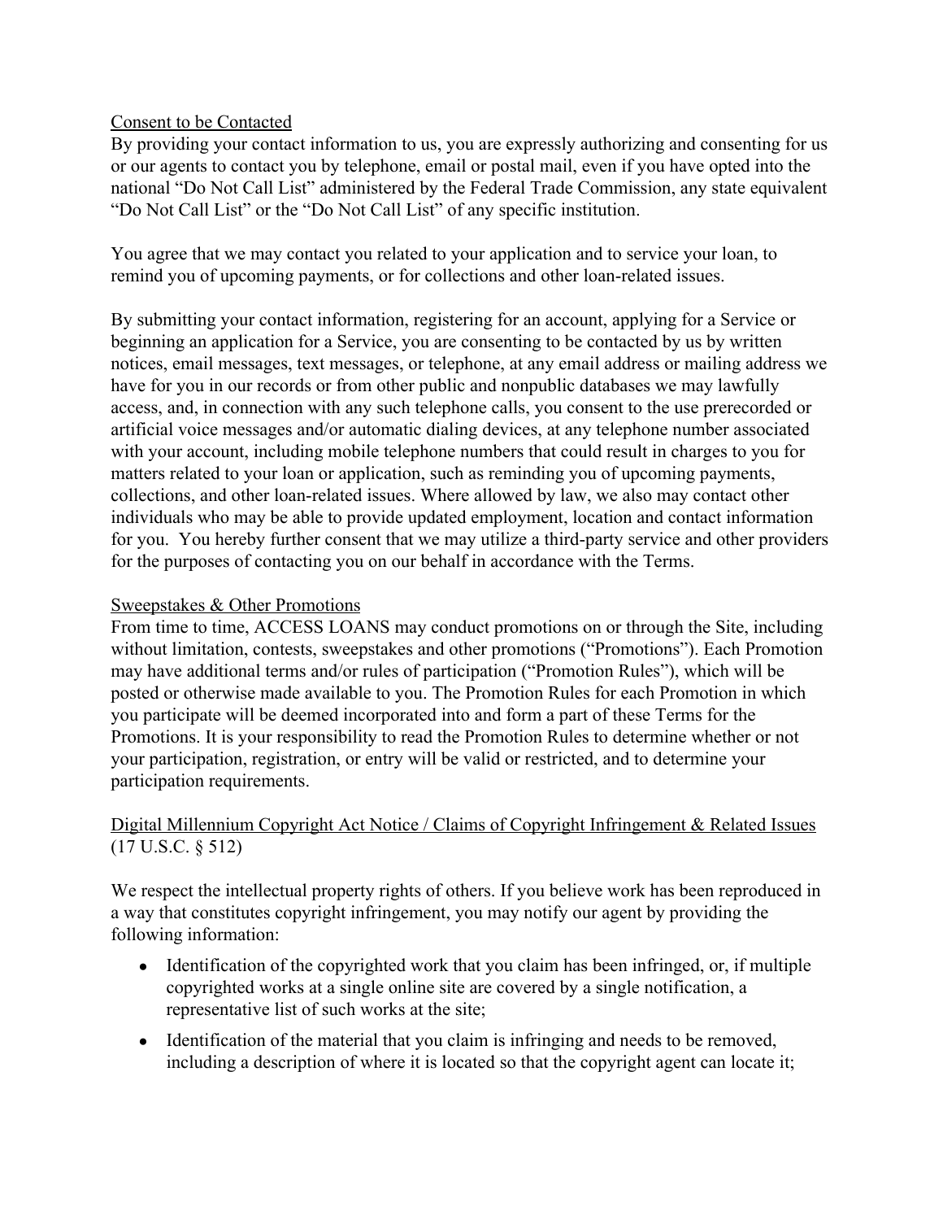<u>Consent to be Contacted</u>

By providing your contact information to us, you are expressly authorizing and consenting for us or our agents to contact you by telephone, email or postal mail, even if you have opted into the national "Do Not Call List" administered by the Federal Trade Commission, any state equivalent "Do Not Call List" or the "Do Not Call List" of any specific institution.

You agree that we may contact you related to your application and to service your loan, to remind you of upcoming payments, or for collections and other loan-related issues.

By submitting your contact information, registering for an account, applying for a Service or beginning an application for a Service, you are consenting to be contacted by us by written notices, email messages, text messages, or telephone, at any email address or mailing address we have for you in our records or from other public and nonpublic databases we may lawfully access, and, in connection with any such telephone calls, you consent to the use prerecorded or artificial voice messages and/or automatic dialing devices, at any telephone number associated with your account, including mobile telephone numbers that could result in charges to you for matters related to your loan or application, such as reminding you of upcoming payments, collections, and other loan-related issues. Where allowed by law, we also may contact other individuals who may be able to provide updated employment, location and contact information for you. You hereby further consent that we may utilize a third-party service and other providers for the purposes of contacting you on our behalf in accordance with the Terms.

<u>Sweepstakes & Other Promotions</u>

From time to time, ACCESS LOANS may conduct promotions on or through the Site, including without limitation, contests, sweepstakes and other promotions ("Promotions"). Each Promotion may have additional terms and/or rules of participation ("Promotion Rules"), which will be posted or otherwise made available to you. The Promotion Rules for each Promotion in which you participate will be deemed incorporated into and form a part of these Terms for the Promotions. It is your responsibility to read the Promotion Rules to determine whether or not your participation, registration, or entry will be valid or restricted, and to determine your participation requirements.

<u>Digital Millennium Copyright Act Notice / Claims of Copyright Infringement & Related Issues</u> (17 U.S.C. § 512)

We respect the intellectual property rights of others. If you believe work has been reproduced in a way that constitutes copyright infringement, you may notify our agent by providing the following information:

- Identification of the copyrighted work that you claim has been infringed, or, if multiple copyrighted works at a single online site are covered by a single notification, a representative list of such works at the site;
- Identification of the material that you claim is infringing and needs to be removed, including a description of where it is located so that the copyright agent can locate it;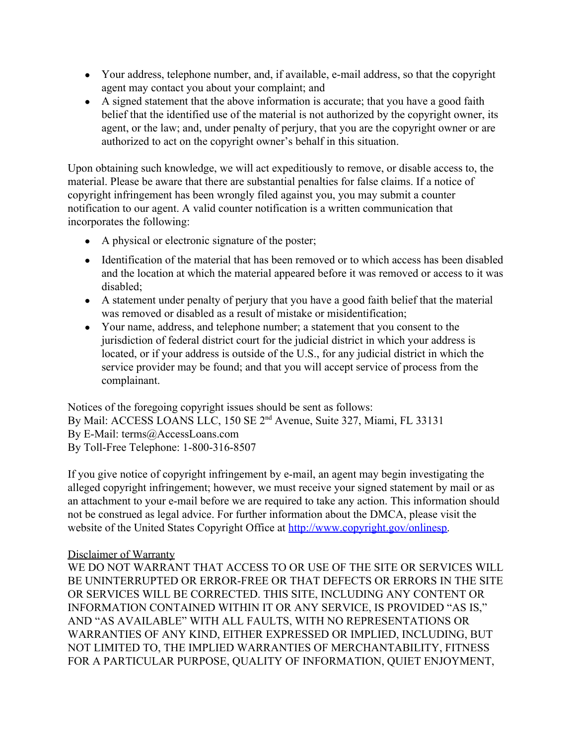- Your address, telephone number, and, if available, e-mail address, so that the copyright agent may contact you about your complaint; and
- A signed statement that the above information is accurate; that you have a good faith belief that the identified use of the material is not authorized by the copyright owner, its agent, or the law; and, under penalty of perjury, that you are the copyright owner or are authorized to act on the copyright owner's behalf in this situation.

Upon obtaining such knowledge, we will act expeditiously to remove, or disable access to, the material. Please be aware that there are substantial penalties for false claims. If a notice of copyright infringement has been wrongly filed against you, you may submit a counter notification to our agent. A valid counter notification is a written communication that incorporates the following:

- A physical or electronic signature of the poster;
- Identification of the material that has been removed or to which access has been disabled and the location at which the material appeared before it was removed or access to it was disabled;
- A statement under penalty of perjury that you have a good faith belief that the material was removed or disabled as a result of mistake or misidentification;
- Your name, address, and telephone number; a statement that you consent to the jurisdiction of federal district court for the judicial district in which your address is located, or if your address is outside of the U.S., for any judicial district in which the service provider may be found; and that you will accept service of process from the complainant.

Notices of the foregoing copyright issues should be sent as follows:
By Mail: ACCESS LOANS LLC, 150 SE 2nd Avenue, Suite 327, Miami, FL 33131
By E-Mail: terms@AccessLoans.com
By Toll-Free Telephone: 1-800-316-8507

If you give notice of copyright infringement by e-mail, an agent may begin investigating the alleged copyright infringement; however, we must receive your signed statement by mail or as an attachment to your e-mail before we are required to take any action. This information should not be construed as legal advice. For further information about the DMCA, please visit the website of the United States Copyright Office at http://www.copyright.gov/onlinesp.

Disclaimer of Warranty

WE DO NOT WARRANT THAT ACCESS TO OR USE OF THE SITE OR SERVICES WILL BE UNINTERRUPTED OR ERROR-FREE OR THAT DEFECTS OR ERRORS IN THE SITE OR SERVICES WILL BE CORRECTED. THIS SITE, INCLUDING ANY CONTENT OR INFORMATION CONTAINED WITHIN IT OR ANY SERVICE, IS PROVIDED "AS IS," AND "AS AVAILABLE" WITH ALL FAULTS, WITH NO REPRESENTATIONS OR WARRANTIES OF ANY KIND, EITHER EXPRESSED OR IMPLIED, INCLUDING, BUT NOT LIMITED TO, THE IMPLIED WARRANTIES OF MERCHANTABILITY, FITNESS FOR A PARTICULAR PURPOSE, QUALITY OF INFORMATION, QUIET ENJOYMENT,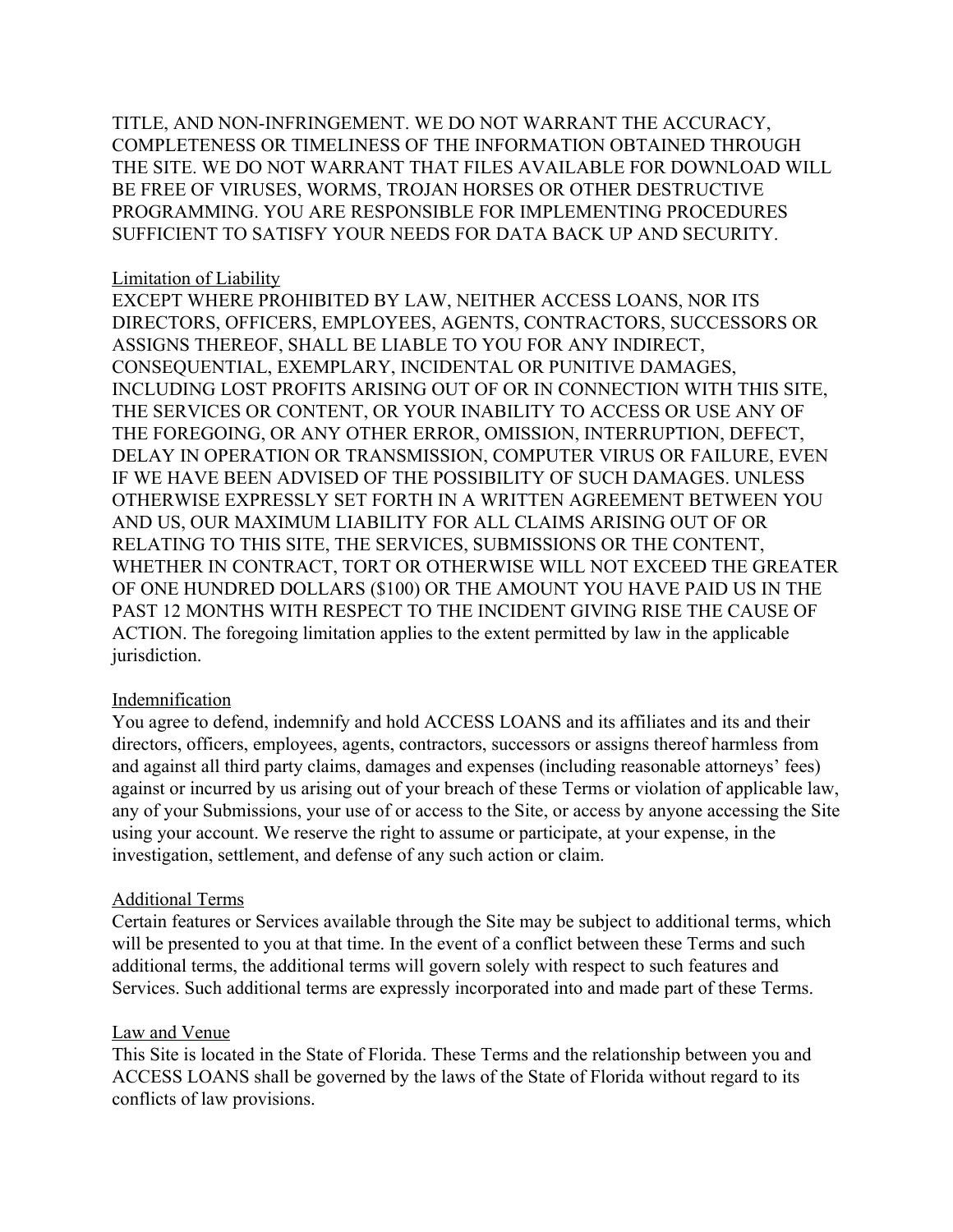TITLE, AND NON-INFRINGEMENT. WE DO NOT WARRANT THE ACCURACY, COMPLETENESS OR TIMELINESS OF THE INFORMATION OBTAINED THROUGH THE SITE. WE DO NOT WARRANT THAT FILES AVAILABLE FOR DOWNLOAD WILL BE FREE OF VIRUSES, WORMS, TROJAN HORSES OR OTHER DESTRUCTIVE PROGRAMMING. YOU ARE RESPONSIBLE FOR IMPLEMENTING PROCEDURES SUFFICIENT TO SATISFY YOUR NEEDS FOR DATA BACK UP AND SECURITY.

## Limitation of Liability

EXCEPT WHERE PROHIBITED BY LAW, NEITHER ACCESS LOANS, NOR ITS DIRECTORS, OFFICERS, EMPLOYEES, AGENTS, CONTRACTORS, SUCCESSORS OR ASSIGNS THEREOF, SHALL BE LIABLE TO YOU FOR ANY INDIRECT, CONSEQUENTIAL, EXEMPLARY, INCIDENTAL OR PUNITIVE DAMAGES, INCLUDING LOST PROFITS ARISING OUT OF OR IN CONNECTION WITH THIS SITE, THE SERVICES OR CONTENT, OR YOUR INABILITY TO ACCESS OR USE ANY OF THE FOREGOING, OR ANY OTHER ERROR, OMISSION, INTERRUPTION, DEFECT, DELAY IN OPERATION OR TRANSMISSION, COMPUTER VIRUS OR FAILURE, EVEN IF WE HAVE BEEN ADVISED OF THE POSSIBILITY OF SUCH DAMAGES. UNLESS OTHERWISE EXPRESSLY SET FORTH IN A WRITTEN AGREEMENT BETWEEN YOU AND US, OUR MAXIMUM LIABILITY FOR ALL CLAIMS ARISING OUT OF OR RELATING TO THIS SITE, THE SERVICES, SUBMISSIONS OR THE CONTENT, WHETHER IN CONTRACT, TORT OR OTHERWISE WILL NOT EXCEED THE GREATER OF ONE HUNDRED DOLLARS ($100) OR THE AMOUNT YOU HAVE PAID US IN THE PAST 12 MONTHS WITH RESPECT TO THE INCIDENT GIVING RISE THE CAUSE OF ACTION. The foregoing limitation applies to the extent permitted by law in the applicable jurisdiction.

## Indemnification

You agree to defend, indemnify and hold ACCESS LOANS and its affiliates and its and their directors, officers, employees, agents, contractors, successors or assigns thereof harmless from and against all third party claims, damages and expenses (including reasonable attorneys' fees) against or incurred by us arising out of your breach of these Terms or violation of applicable law, any of your Submissions, your use of or access to the Site, or access by anyone accessing the Site using your account. We reserve the right to assume or participate, at your expense, in the investigation, settlement, and defense of any such action or claim.

## Additional Terms

Certain features or Services available through the Site may be subject to additional terms, which will be presented to you at that time. In the event of a conflict between these Terms and such additional terms, the additional terms will govern solely with respect to such features and Services. Such additional terms are expressly incorporated into and made part of these Terms.

## Law and Venue

This Site is located in the State of Florida. These Terms and the relationship between you and ACCESS LOANS shall be governed by the laws of the State of Florida without regard to its conflicts of law provisions.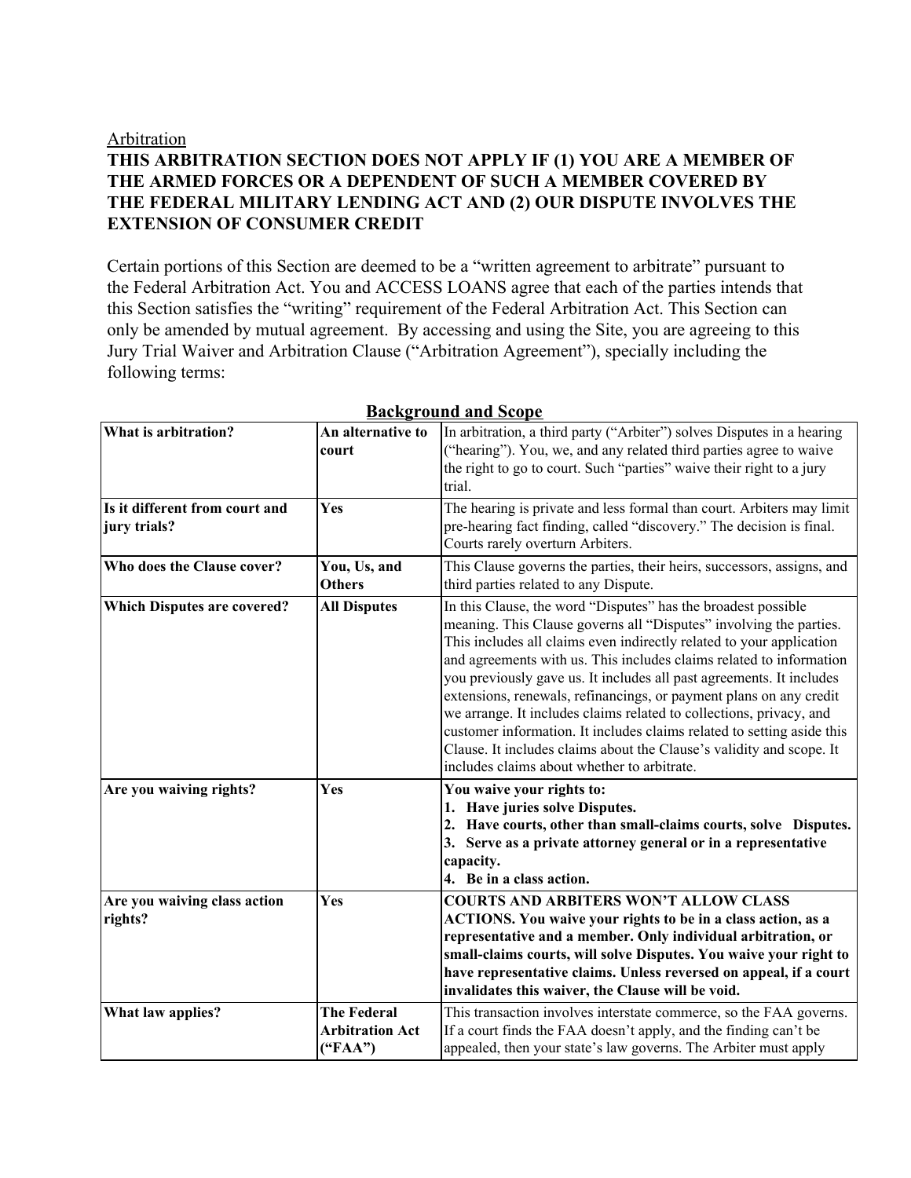Arbitration

**THIS ARBITRATION SECTION DOES NOT APPLY IF (1) YOU ARE A MEMBER OF THE ARMED FORCES OR A DEPENDENT OF SUCH A MEMBER COVERED BY THE FEDERAL MILITARY LENDING ACT AND (2) OUR DISPUTE INVOLVES THE EXTENSION OF CONSUMER CREDIT**

Certain portions of this Section are deemed to be a "written agreement to arbitrate" pursuant to the Federal Arbitration Act. You and ACCESS LOANS agree that each of the parties intends that this Section satisfies the "writing" requirement of the Federal Arbitration Act. This Section can only be amended by mutual agreement. By accessing and using the Site, you are agreeing to this Jury Trial Waiver and Arbitration Clause ("Arbitration Agreement"), specially including the following terms:

**Background and Scope**

| **What is arbitration?** | **An alternative to court** | In arbitration, a third party ("Arbiter") solves Disputes in a hearing ("hearing"). You, we, and any related third parties agree to waive the right to go to court. Such "parties" waive their right to a jury trial. |
|---|---|---|
| **Is it different from court and jury trials?** | **Yes** | The hearing is private and less formal than court. Arbiters may limit pre-hearing fact finding, called "discovery." The decision is final. Courts rarely overturn Arbiters. |
| **Who does the Clause cover?** | **You, Us, and Others** | This Clause governs the parties, their heirs, successors, assigns, and third parties related to any Dispute. |
| **Which Disputes are covered?** | **All Disputes** | In this Clause, the word "Disputes" has the broadest possible meaning. This Clause governs all "Disputes" involving the parties. This includes all claims even indirectly related to your application and agreements with us. This includes claims related to information you previously gave us. It includes all past agreements. It includes extensions, renewals, refinancings, or payment plans on any credit we arrange. It includes claims related to collections, privacy, and customer information. It includes claims related to setting aside this Clause. It includes claims about the Clause's validity and scope. It includes claims about whether to arbitrate. |
| **Are you waiving rights?** | **Yes** | **You waive your rights to:** **1. Have juries solve Disputes.** **2. Have courts, other than small-claims courts, solve Disputes.** **3. Serve as a private attorney general or in a representative capacity.** **4. Be in a class action.** |
| **Are you waiving class action rights?** | **Yes** | **COURTS AND ARBITERS WON'T ALLOW CLASS ACTIONS. You waive your rights to be in a class action, as a representative and a member. Only individual arbitration, or small-claims courts, will solve Disputes. You waive your right to have representative claims. Unless reversed on appeal, if a court invalidates this waiver, the Clause will be void.** |
| **What law applies?** | **The Federal Arbitration Act ("FAA")** | This transaction involves interstate commerce, so the FAA governs. If a court finds the FAA doesn't apply, and the finding can't be appealed, then your state's law governs. The Arbiter must apply |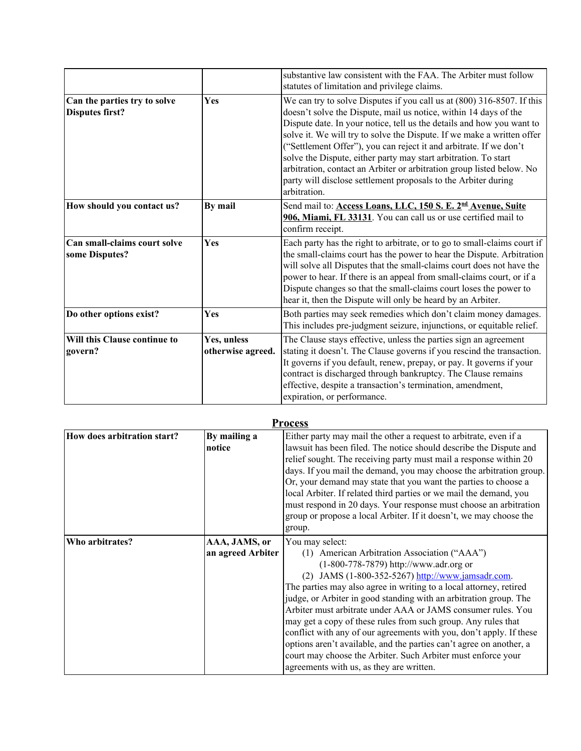|  |  | substantive law consistent with the FAA. The Arbiter must follow statutes of limitation and privilege claims. |
|---|---|---|
| **Can the parties try to solve Disputes first?** | **Yes** | We can try to solve Disputes if you call us at (800) 316-8507. If this doesn't solve the Dispute, mail us notice, within 14 days of the Dispute date. In your notice, tell us the details and how you want to solve it. We will try to solve the Dispute. If we make a written offer ("Settlement Offer"), you can reject it and arbitrate. If we don't solve the Dispute, either party may start arbitration. To start arbitration, contact an Arbiter or arbitration group listed below. No party will disclose settlement proposals to the Arbiter during arbitration. |
| **How should you contact us?** | **By mail** | Send mail to: **Access Loans, LLC, 150 S. E. 2nd Avenue, Suite 906, Miami, FL 33131**. You can call us or use certified mail to confirm receipt. |
| **Can small-claims court solve some Disputes?** | **Yes** | Each party has the right to arbitrate, or to go to small-claims court if the small-claims court has the power to hear the Dispute. Arbitration will solve all Disputes that the small-claims court does not have the power to hear. If there is an appeal from small-claims court, or if a Dispute changes so that the small-claims court loses the power to hear it, then the Dispute will only be heard by an Arbiter. |
| **Do other options exist?** | **Yes** | Both parties may seek remedies which don't claim money damages. This includes pre-judgment seizure, injunctions, or equitable relief. |
| **Will this Clause continue to govern?** | **Yes, unless otherwise agreed.** | The Clause stays effective, unless the parties sign an agreement stating it doesn't. The Clause governs if you rescind the transaction. It governs if you default, renew, prepay, or pay. It governs if your contract is discharged through bankruptcy. The Clause remains effective, despite a transaction's termination, amendment, expiration, or performance. |

## Process

| **How does arbitration start?** | **By mailing a notice** | Either party may mail the other a request to arbitrate, even if a lawsuit has been filed. The notice should describe the Dispute and relief sought. The receiving party must mail a response within 20 days. If you mail the demand, you may choose the arbitration group. Or, your demand may state that you want the parties to choose a local Arbiter. If related third parties or we mail the demand, you must respond in 20 days. Your response must choose an arbitration group or propose a local Arbiter. If it doesn't, we may choose the group. |
|---|---|---|
| **Who arbitrates?** | **AAA, JAMS, or an agreed Arbiter** | You may select: (1) American Arbitration Association ("AAA") (1-800-778-7879) http://www.adr.org or (2) JAMS (1-800-352-5267) http://www.jamsadr.com. The parties may also agree in writing to a local attorney, retired judge, or Arbiter in good standing with an arbitration group. The Arbiter must arbitrate under AAA or JAMS consumer rules. You may get a copy of these rules from such group. Any rules that conflict with any of our agreements with you, don't apply. If these options aren't available, and the parties can't agree on another, a court may choose the Arbiter. Such Arbiter must enforce your agreements with us, as they are written. |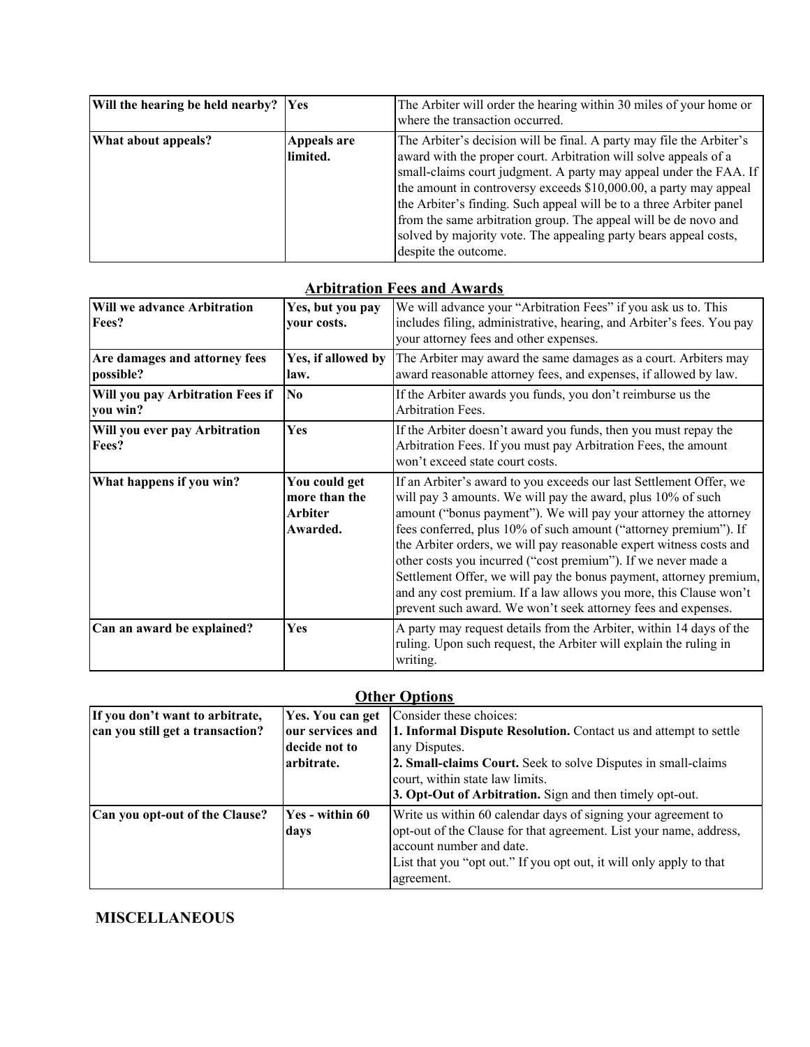| | | |
|---|---|---|
| **Will the hearing be held nearby?** | **Yes** | The Arbiter will order the hearing within 30 miles of your home or where the transaction occurred. |
| **What about appeals?** | **Appeals are limited.** | The Arbiter's decision will be final. A party may file the Arbiter's award with the proper court. Arbitration will solve appeals of a small-claims court judgment. A party may appeal under the FAA. If the amount in controversy exceeds $10,000.00, a party may appeal the Arbiter's finding. Such appeal will be to a three Arbiter panel from the same arbitration group. The appeal will be de novo and solved by majority vote. The appealing party bears appeal costs, despite the outcome. |

## Arbitration Fees and Awards

| | | |
|---|---|---|
| **Will we advance Arbitration Fees?** | **Yes, but you pay your costs.** | We will advance your "Arbitration Fees" if you ask us to. This includes filing, administrative, hearing, and Arbiter's fees. You pay your attorney fees and other expenses. |
| **Are damages and attorney fees possible?** | **Yes, if allowed by law.** | The Arbiter may award the same damages as a court. Arbiters may award reasonable attorney fees, and expenses, if allowed by law. |
| **Will you pay Arbitration Fees if you win?** | **No** | If the Arbiter awards you funds, you don't reimburse us the Arbitration Fees. |
| **Will you ever pay Arbitration Fees?** | **Yes** | If the Arbiter doesn't award you funds, then you must repay the Arbitration Fees. If you must pay Arbitration Fees, the amount won't exceed state court costs. |
| **What happens if you win?** | **You could get more than the Arbiter Awarded.** | If an Arbiter's award to you exceeds our last Settlement Offer, we will pay 3 amounts. We will pay the award, plus 10% of such amount ("bonus payment"). We will pay your attorney the attorney fees conferred, plus 10% of such amount ("attorney premium"). If the Arbiter orders, we will pay reasonable expert witness costs and other costs you incurred ("cost premium"). If we never made a Settlement Offer, we will pay the bonus payment, attorney premium, and any cost premium. If a law allows you more, this Clause won't prevent such award. We won't seek attorney fees and expenses. |
| **Can an award be explained?** | **Yes** | A party may request details from the Arbiter, within 14 days of the ruling. Upon such request, the Arbiter will explain the ruling in writing. |

## Other Options

| | | |
|---|---|---|
| **If you don't want to arbitrate, can you still get a transaction?** | **Yes. You can get our services and decide not to arbitrate.** | Consider these choices:<br>**1. Informal Dispute Resolution.** Contact us and attempt to settle any Disputes.<br>**2. Small-claims Court.** Seek to solve Disputes in small-claims court, within state law limits.<br>**3. Opt-Out of Arbitration.** Sign and then timely opt-out. |
| **Can you opt-out of the Clause?** | **Yes - within 60 days** | Write us within 60 calendar days of signing your agreement to opt-out of the Clause for that agreement. List your name, address, account number and date.<br>List that you "opt out." If you opt out, it will only apply to that agreement. |

## MISCELLANEOUS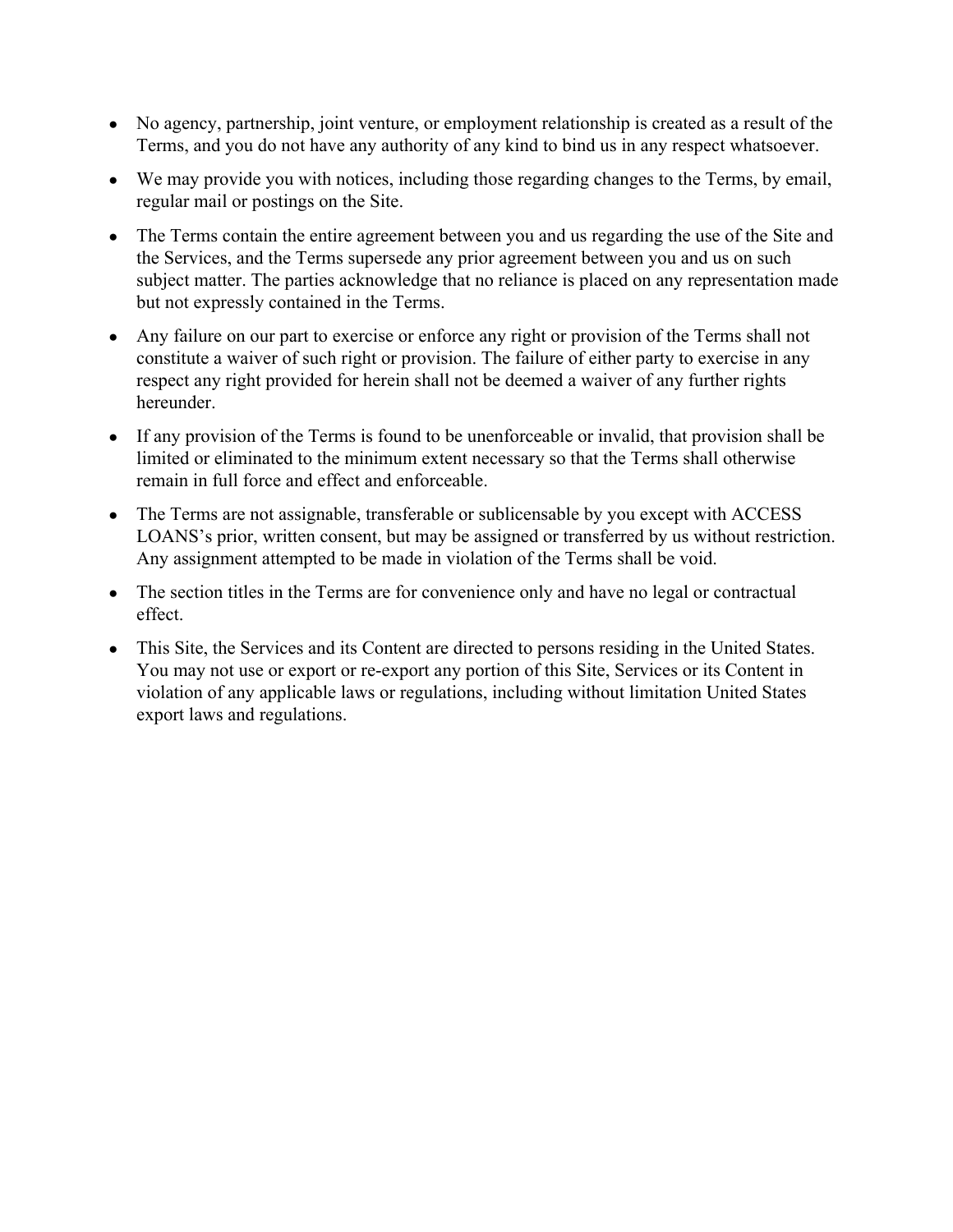- No agency, partnership, joint venture, or employment relationship is created as a result of the Terms, and you do not have any authority of any kind to bind us in any respect whatsoever.
- We may provide you with notices, including those regarding changes to the Terms, by email, regular mail or postings on the Site.
- The Terms contain the entire agreement between you and us regarding the use of the Site and the Services, and the Terms supersede any prior agreement between you and us on such subject matter. The parties acknowledge that no reliance is placed on any representation made but not expressly contained in the Terms.
- Any failure on our part to exercise or enforce any right or provision of the Terms shall not constitute a waiver of such right or provision. The failure of either party to exercise in any respect any right provided for herein shall not be deemed a waiver of any further rights hereunder.
- If any provision of the Terms is found to be unenforceable or invalid, that provision shall be limited or eliminated to the minimum extent necessary so that the Terms shall otherwise remain in full force and effect and enforceable.
- The Terms are not assignable, transferable or sublicensable by you except with ACCESS LOANS's prior, written consent, but may be assigned or transferred by us without restriction. Any assignment attempted to be made in violation of the Terms shall be void.
- The section titles in the Terms are for convenience only and have no legal or contractual effect.
- This Site, the Services and its Content are directed to persons residing in the United States. You may not use or export or re-export any portion of this Site, Services or its Content in violation of any applicable laws or regulations, including without limitation United States export laws and regulations.